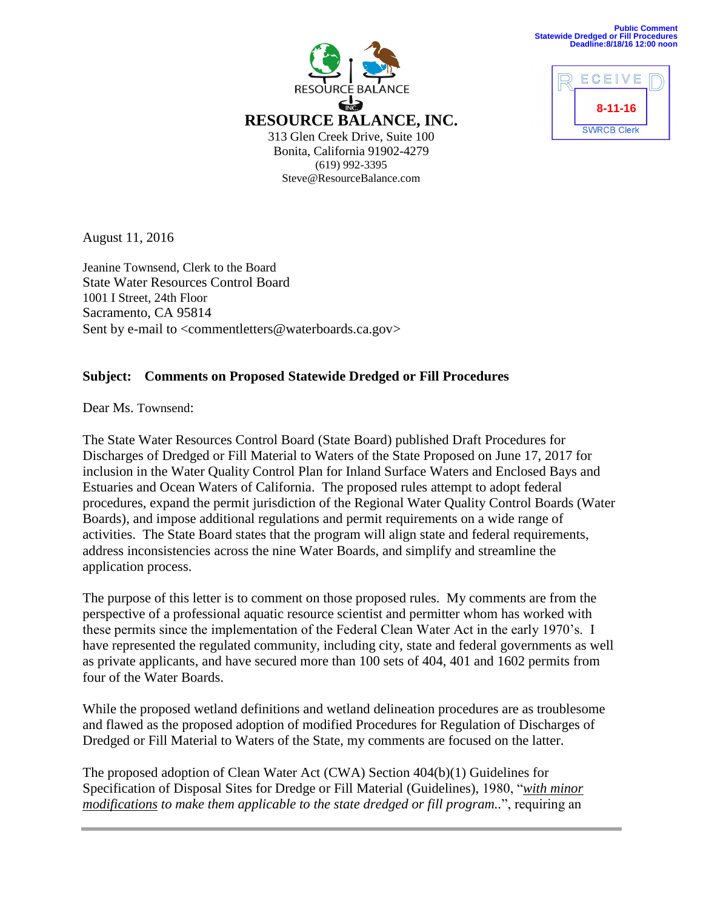Public Comment
Statewide Dredged or Fill Procedures
Deadline:8/18/16 12:00 noon

RECEIVED
8-11-16
SWRCB Clerk

RESOURCE BALANCE INC.

**RESOURCE BALANCE, INC.**
313 Glen Creek Drive, Suite 100
Bonita, California 91902-4279
(619) 992-3395
Steve@ResourceBalance.com

August 11, 2016

Jeanine Townsend, Clerk to the Board
State Water Resources Control Board
1001 I Street, 24th Floor
Sacramento, CA 95814
Sent by e-mail to <commentletters@waterboards.ca.gov>

**Subject: Comments on Proposed Statewide Dredged or Fill Procedures**

Dear Ms. Townsend:

The State Water Resources Control Board (State Board) published Draft Procedures for Discharges of Dredged or Fill Material to Waters of the State Proposed on June 17, 2017 for inclusion in the Water Quality Control Plan for Inland Surface Waters and Enclosed Bays and Estuaries and Ocean Waters of California. The proposed rules attempt to adopt federal procedures, expand the permit jurisdiction of the Regional Water Quality Control Boards (Water Boards), and impose additional regulations and permit requirements on a wide range of activities. The State Board states that the program will align state and federal requirements, address inconsistencies across the nine Water Boards, and simplify and streamline the application process.

The purpose of this letter is to comment on those proposed rules. My comments are from the perspective of a professional aquatic resource scientist and permitter whom has worked with these permits since the implementation of the Federal Clean Water Act in the early 1970's. I have represented the regulated community, including city, state and federal governments as well as private applicants, and have secured more than 100 sets of 404, 401 and 1602 permits from four of the Water Boards.

While the proposed wetland definitions and wetland delineation procedures are as troublesome and flawed as the proposed adoption of modified Procedures for Regulation of Discharges of Dredged or Fill Material to Waters of the State, my comments are focused on the latter.

The proposed adoption of Clean Water Act (CWA) Section 404(b)(1) Guidelines for Specification of Disposal Sites for Dredge or Fill Material (Guidelines), 1980, "*<u>with minor modifications</u> to make them applicable to the state dredged or fill program.*.", requiring an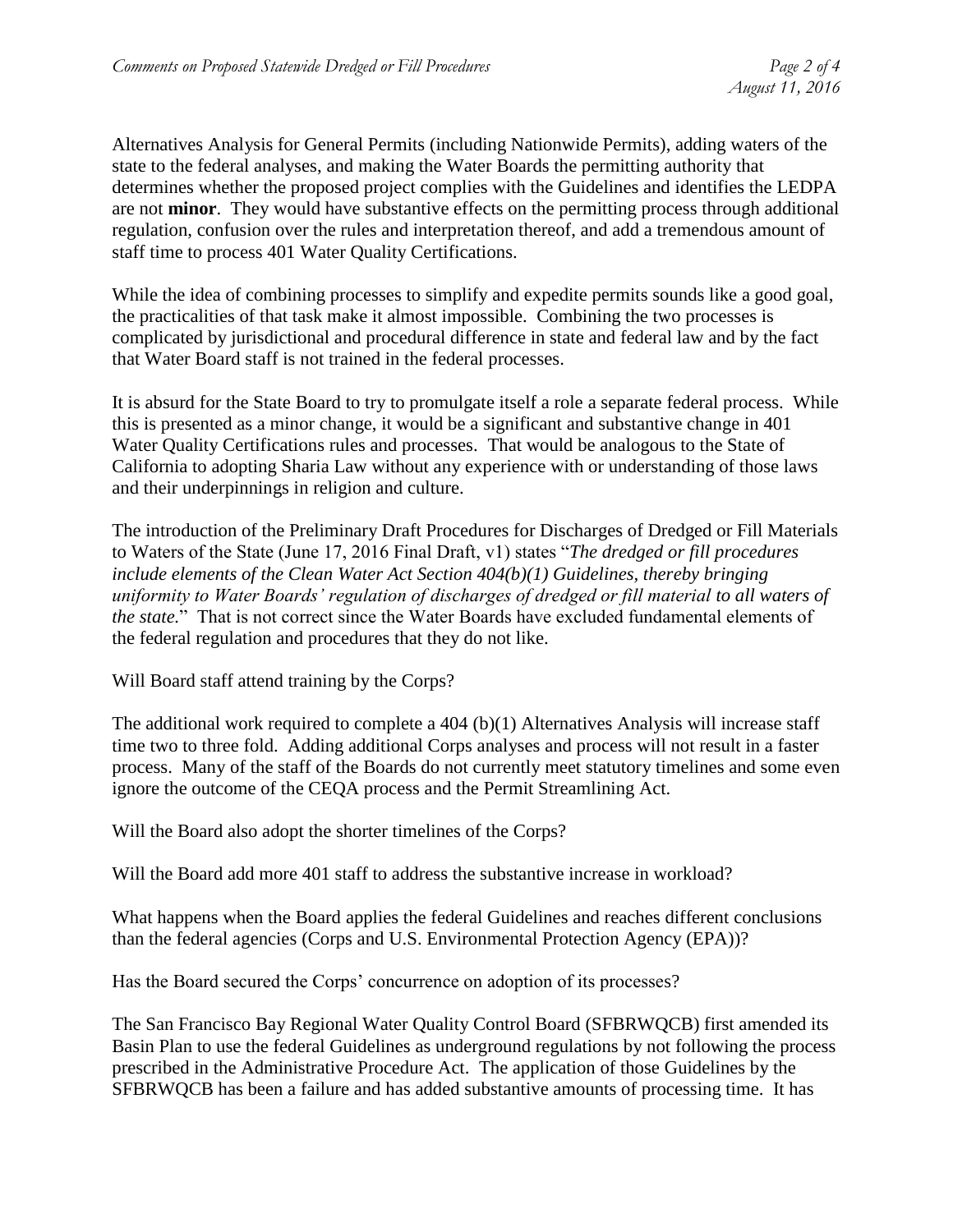Alternatives Analysis for General Permits (including Nationwide Permits), adding waters of the state to the federal analyses, and making the Water Boards the permitting authority that determines whether the proposed project complies with the Guidelines and identifies the LEDPA are not **minor**. They would have substantive effects on the permitting process through additional regulation, confusion over the rules and interpretation thereof, and add a tremendous amount of staff time to process 401 Water Quality Certifications.

While the idea of combining processes to simplify and expedite permits sounds like a good goal, the practicalities of that task make it almost impossible. Combining the two processes is complicated by jurisdictional and procedural difference in state and federal law and by the fact that Water Board staff is not trained in the federal processes.

It is absurd for the State Board to try to promulgate itself a role a separate federal process. While this is presented as a minor change, it would be a significant and substantive change in 401 Water Quality Certifications rules and processes. That would be analogous to the State of California to adopting Sharia Law without any experience with or understanding of those laws and their underpinnings in religion and culture.

The introduction of the Preliminary Draft Procedures for Discharges of Dredged or Fill Materials to Waters of the State (June 17, 2016 Final Draft, v1) states "*The dredged or fill procedures include elements of the Clean Water Act Section 404(b)(1) Guidelines, thereby bringing uniformity to Water Boards' regulation of discharges of dredged or fill material to all waters of the state.*" That is not correct since the Water Boards have excluded fundamental elements of the federal regulation and procedures that they do not like.

Will Board staff attend training by the Corps?

The additional work required to complete a 404 (b)(1) Alternatives Analysis will increase staff time two to three fold. Adding additional Corps analyses and process will not result in a faster process. Many of the staff of the Boards do not currently meet statutory timelines and some even ignore the outcome of the CEQA process and the Permit Streamlining Act.

Will the Board also adopt the shorter timelines of the Corps?

Will the Board add more 401 staff to address the substantive increase in workload?

What happens when the Board applies the federal Guidelines and reaches different conclusions than the federal agencies (Corps and U.S. Environmental Protection Agency (EPA))?

Has the Board secured the Corps' concurrence on adoption of its processes?

The San Francisco Bay Regional Water Quality Control Board (SFBRWQCB) first amended its Basin Plan to use the federal Guidelines as underground regulations by not following the process prescribed in the Administrative Procedure Act. The application of those Guidelines by the SFBRWQCB has been a failure and has added substantive amounts of processing time. It has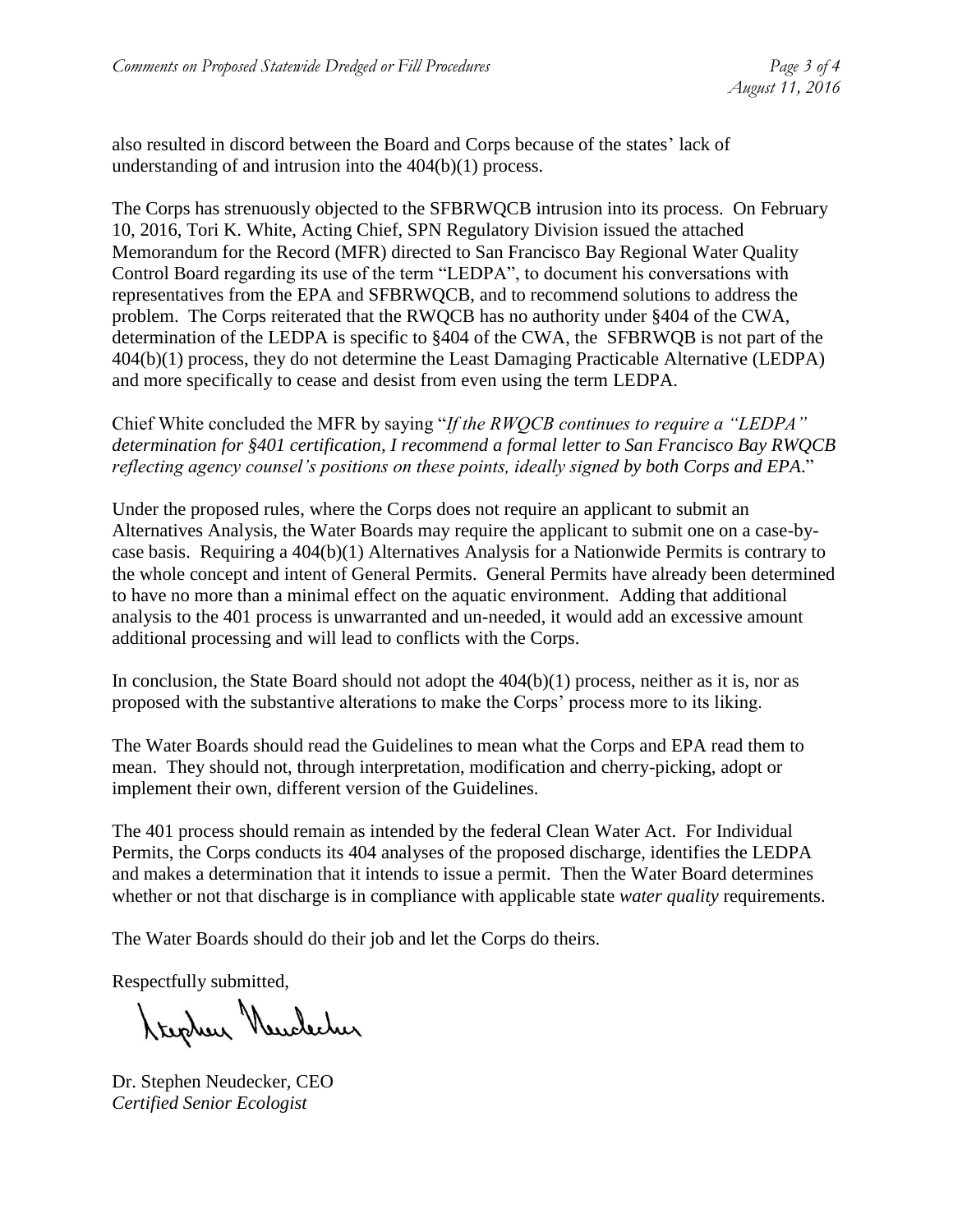also resulted in discord between the Board and Corps because of the states' lack of understanding of and intrusion into the 404(b)(1) process.

The Corps has strenuously objected to the SFBRWQCB intrusion into its process. On February 10, 2016, Tori K. White, Acting Chief, SPN Regulatory Division issued the attached Memorandum for the Record (MFR) directed to San Francisco Bay Regional Water Quality Control Board regarding its use of the term "LEDPA", to document his conversations with representatives from the EPA and SFBRWQCB, and to recommend solutions to address the problem. The Corps reiterated that the RWQCB has no authority under §404 of the CWA, determination of the LEDPA is specific to §404 of the CWA, the SFBRWQB is not part of the 404(b)(1) process, they do not determine the Least Damaging Practicable Alternative (LEDPA) and more specifically to cease and desist from even using the term LEDPA.

Chief White concluded the MFR by saying "*If the RWQCB continues to require a "LEDPA" determination for §401 certification, I recommend a formal letter to San Francisco Bay RWQCB reflecting agency counsel's positions on these points, ideally signed by both Corps and EPA.*"

Under the proposed rules, where the Corps does not require an applicant to submit an Alternatives Analysis, the Water Boards may require the applicant to submit one on a case-by-case basis. Requiring a 404(b)(1) Alternatives Analysis for a Nationwide Permits is contrary to the whole concept and intent of General Permits. General Permits have already been determined to have no more than a minimal effect on the aquatic environment. Adding that additional analysis to the 401 process is unwarranted and un-needed, it would add an excessive amount additional processing and will lead to conflicts with the Corps.

In conclusion, the State Board should not adopt the 404(b)(1) process, neither as it is, nor as proposed with the substantive alterations to make the Corps' process more to its liking.

The Water Boards should read the Guidelines to mean what the Corps and EPA read them to mean. They should not, through interpretation, modification and cherry-picking, adopt or implement their own, different version of the Guidelines.

The 401 process should remain as intended by the federal Clean Water Act. For Individual Permits, the Corps conducts its 404 analyses of the proposed discharge, identifies the LEDPA and makes a determination that it intends to issue a permit. Then the Water Board determines whether or not that discharge is in compliance with applicable state *water quality* requirements.

The Water Boards should do their job and let the Corps do theirs.

Respectfully submitted,

Stephen Neudecker

Dr. Stephen Neudecker, CEO
*Certified Senior Ecologist*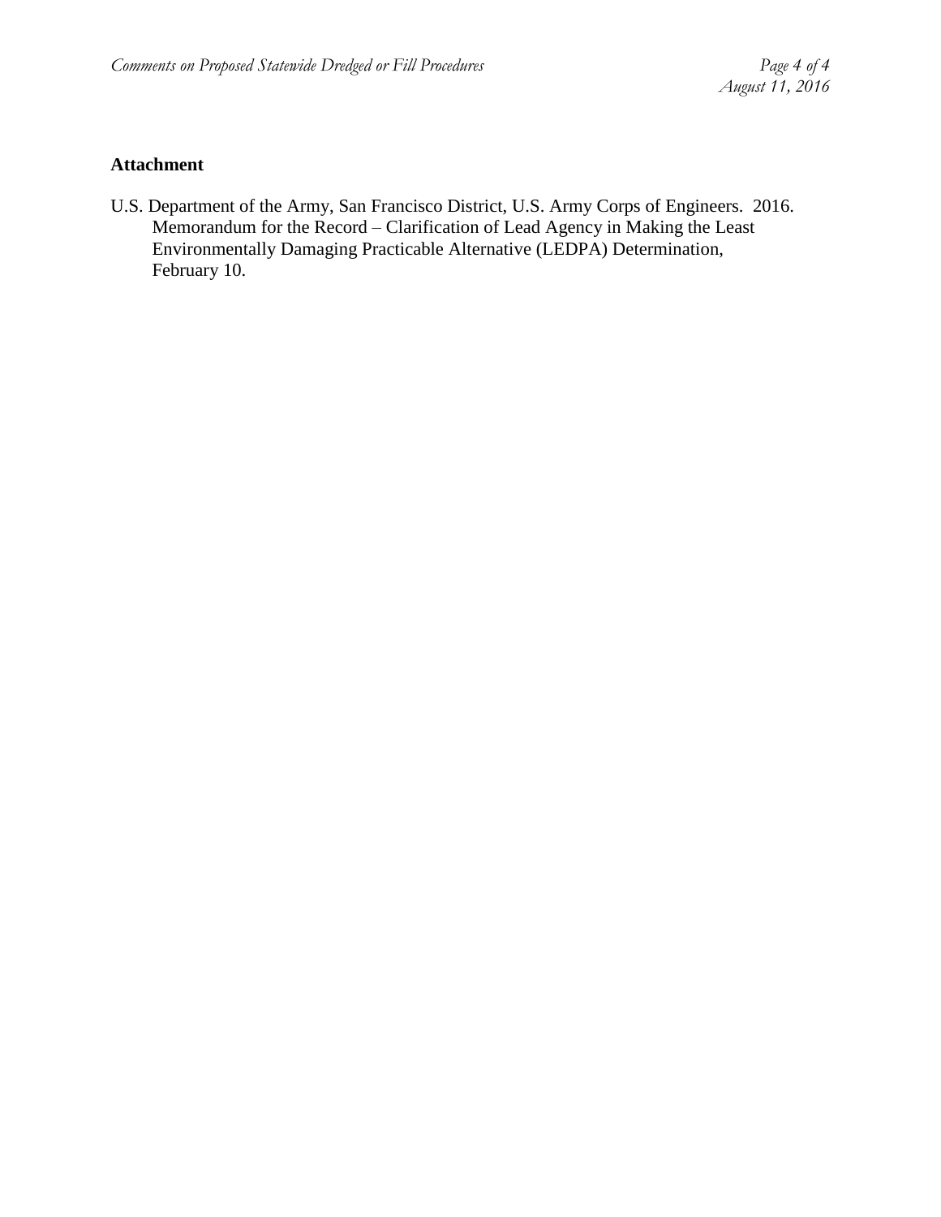**Attachment**

U.S. Department of the Army, San Francisco District, U.S. Army Corps of Engineers. 2016. Memorandum for the Record – Clarification of Lead Agency in Making the Least Environmentally Damaging Practicable Alternative (LEDPA) Determination, February 10.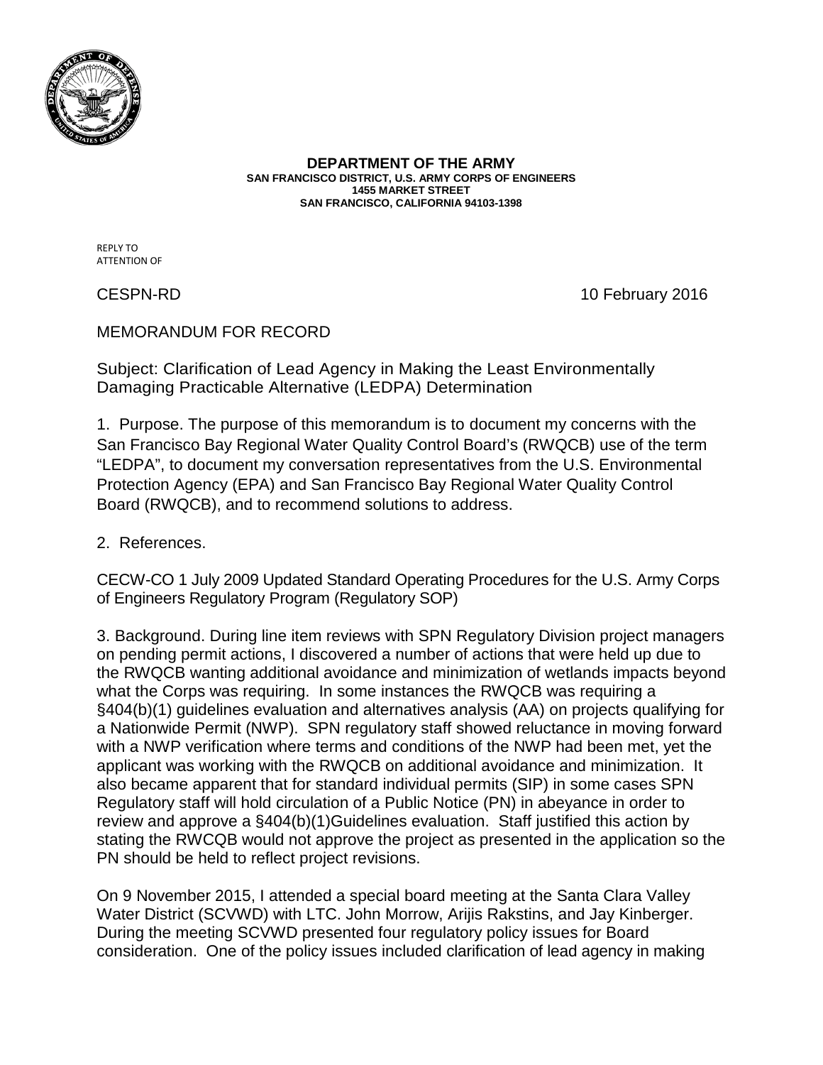**DEPARTMENT OF THE ARMY**
**SAN FRANCISCO DISTRICT, U.S. ARMY CORPS OF ENGINEERS**
**1455 MARKET STREET**
**SAN FRANCISCO, CALIFORNIA 94103-1398**

REPLY TO
ATTENTION OF

CESPN-RD 10 February 2016

MEMORANDUM FOR RECORD

Subject: Clarification of Lead Agency in Making the Least Environmentally Damaging Practicable Alternative (LEDPA) Determination

1. Purpose. The purpose of this memorandum is to document my concerns with the San Francisco Bay Regional Water Quality Control Board's (RWQCB) use of the term "LEDPA", to document my conversation representatives from the U.S. Environmental Protection Agency (EPA) and San Francisco Bay Regional Water Quality Control Board (RWQCB), and to recommend solutions to address.

2. References.

CECW-CO 1 July 2009 Updated Standard Operating Procedures for the U.S. Army Corps of Engineers Regulatory Program (Regulatory SOP)

3. Background. During line item reviews with SPN Regulatory Division project managers on pending permit actions, I discovered a number of actions that were held up due to the RWQCB wanting additional avoidance and minimization of wetlands impacts beyond what the Corps was requiring. In some instances the RWQCB was requiring a §404(b)(1) guidelines evaluation and alternatives analysis (AA) on projects qualifying for a Nationwide Permit (NWP). SPN regulatory staff showed reluctance in moving forward with a NWP verification where terms and conditions of the NWP had been met, yet the applicant was working with the RWQCB on additional avoidance and minimization. It also became apparent that for standard individual permits (SIP) in some cases SPN Regulatory staff will hold circulation of a Public Notice (PN) in abeyance in order to review and approve a §404(b)(1)Guidelines evaluation. Staff justified this action by stating the RWCQB would not approve the project as presented in the application so the PN should be held to reflect project revisions.

On 9 November 2015, I attended a special board meeting at the Santa Clara Valley Water District (SCVWD) with LTC. John Morrow, Arijis Rakstins, and Jay Kinberger. During the meeting SCVWD presented four regulatory policy issues for Board consideration. One of the policy issues included clarification of lead agency in making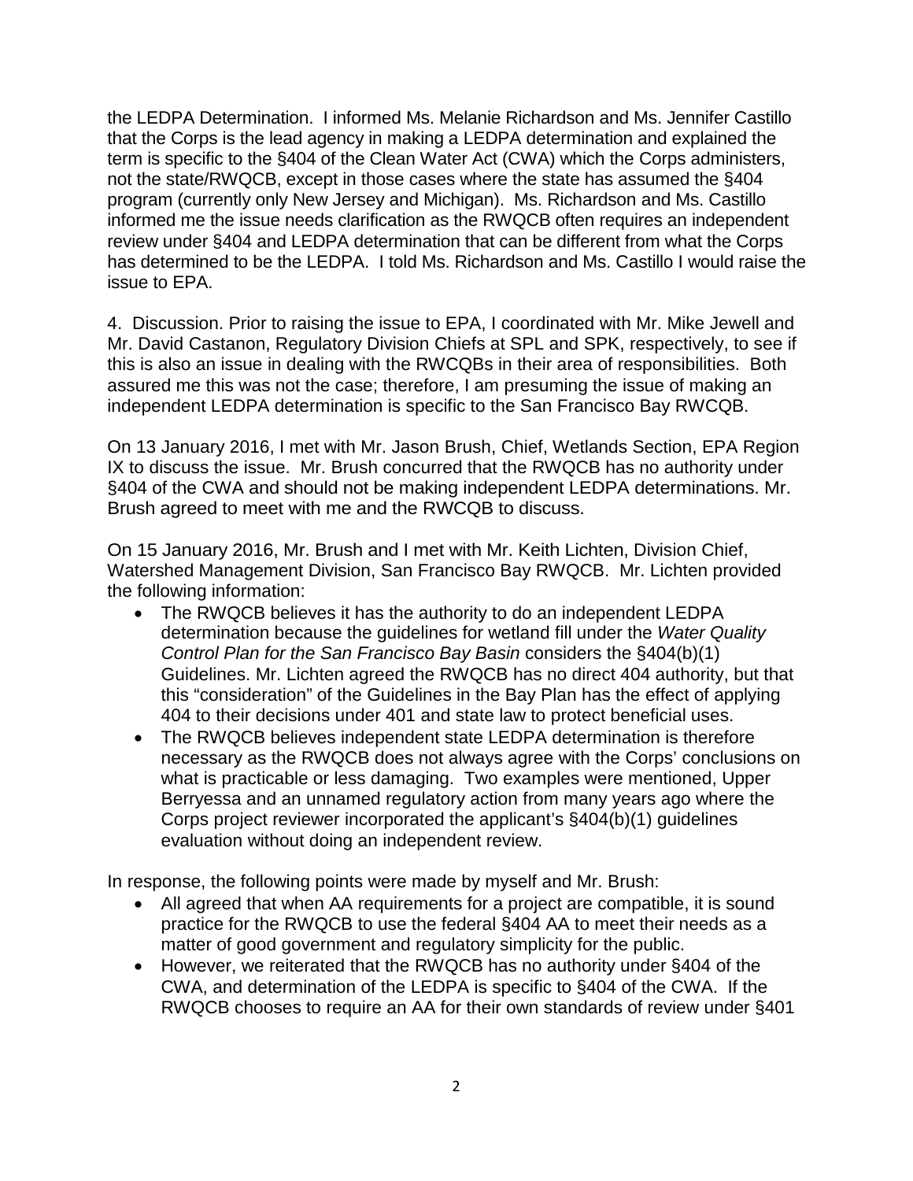the LEDPA Determination. I informed Ms. Melanie Richardson and Ms. Jennifer Castillo that the Corps is the lead agency in making a LEDPA determination and explained the term is specific to the §404 of the Clean Water Act (CWA) which the Corps administers, not the state/RWQCB, except in those cases where the state has assumed the §404 program (currently only New Jersey and Michigan). Ms. Richardson and Ms. Castillo informed me the issue needs clarification as the RWQCB often requires an independent review under §404 and LEDPA determination that can be different from what the Corps has determined to be the LEDPA. I told Ms. Richardson and Ms. Castillo I would raise the issue to EPA.

4. Discussion. Prior to raising the issue to EPA, I coordinated with Mr. Mike Jewell and Mr. David Castanon, Regulatory Division Chiefs at SPL and SPK, respectively, to see if this is also an issue in dealing with the RWCQBs in their area of responsibilities. Both assured me this was not the case; therefore, I am presuming the issue of making an independent LEDPA determination is specific to the San Francisco Bay RWCQB.

On 13 January 2016, I met with Mr. Jason Brush, Chief, Wetlands Section, EPA Region IX to discuss the issue. Mr. Brush concurred that the RWQCB has no authority under §404 of the CWA and should not be making independent LEDPA determinations. Mr. Brush agreed to meet with me and the RWCQB to discuss.

On 15 January 2016, Mr. Brush and I met with Mr. Keith Lichten, Division Chief, Watershed Management Division, San Francisco Bay RWQCB. Mr. Lichten provided the following information:

- The RWQCB believes it has the authority to do an independent LEDPA determination because the guidelines for wetland fill under the *Water Quality Control Plan for the San Francisco Bay Basin* considers the §404(b)(1) Guidelines. Mr. Lichten agreed the RWQCB has no direct 404 authority, but that this "consideration" of the Guidelines in the Bay Plan has the effect of applying 404 to their decisions under 401 and state law to protect beneficial uses.
- The RWQCB believes independent state LEDPA determination is therefore necessary as the RWQCB does not always agree with the Corps' conclusions on what is practicable or less damaging. Two examples were mentioned, Upper Berryessa and an unnamed regulatory action from many years ago where the Corps project reviewer incorporated the applicant's §404(b)(1) guidelines evaluation without doing an independent review.

In response, the following points were made by myself and Mr. Brush:

- All agreed that when AA requirements for a project are compatible, it is sound practice for the RWQCB to use the federal §404 AA to meet their needs as a matter of good government and regulatory simplicity for the public.
- However, we reiterated that the RWQCB has no authority under §404 of the CWA, and determination of the LEDPA is specific to §404 of the CWA. If the RWQCB chooses to require an AA for their own standards of review under §401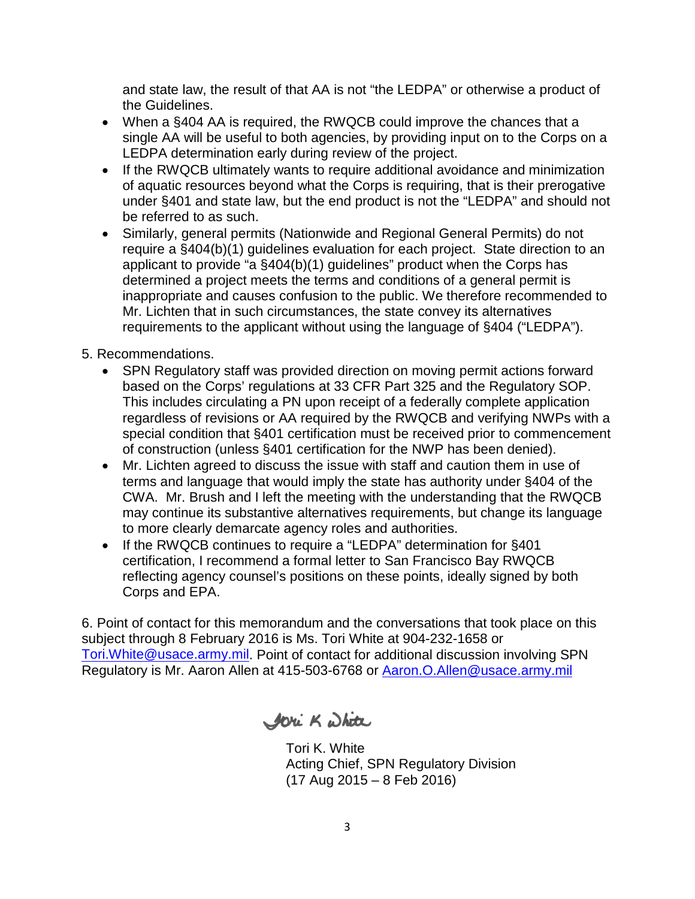and state law, the result of that AA is not "the LEDPA" or otherwise a product of the Guidelines.

- When a §404 AA is required, the RWQCB could improve the chances that a single AA will be useful to both agencies, by providing input on to the Corps on a LEDPA determination early during review of the project.
- If the RWQCB ultimately wants to require additional avoidance and minimization of aquatic resources beyond what the Corps is requiring, that is their prerogative under §401 and state law, but the end product is not the "LEDPA" and should not be referred to as such.
- Similarly, general permits (Nationwide and Regional General Permits) do not require a §404(b)(1) guidelines evaluation for each project. State direction to an applicant to provide "a §404(b)(1) guidelines" product when the Corps has determined a project meets the terms and conditions of a general permit is inappropriate and causes confusion to the public. We therefore recommended to Mr. Lichten that in such circumstances, the state convey its alternatives requirements to the applicant without using the language of §404 ("LEDPA").

5. Recommendations.

- SPN Regulatory staff was provided direction on moving permit actions forward based on the Corps' regulations at 33 CFR Part 325 and the Regulatory SOP. This includes circulating a PN upon receipt of a federally complete application regardless of revisions or AA required by the RWQCB and verifying NWPs with a special condition that §401 certification must be received prior to commencement of construction (unless §401 certification for the NWP has been denied).
- Mr. Lichten agreed to discuss the issue with staff and caution them in use of terms and language that would imply the state has authority under §404 of the CWA. Mr. Brush and I left the meeting with the understanding that the RWQCB may continue its substantive alternatives requirements, but change its language to more clearly demarcate agency roles and authorities.
- If the RWQCB continues to require a "LEDPA" determination for §401 certification, I recommend a formal letter to San Francisco Bay RWQCB reflecting agency counsel's positions on these points, ideally signed by both Corps and EPA.

6. Point of contact for this memorandum and the conversations that took place on this subject through 8 February 2016 is Ms. Tori White at 904-232-1658 or Tori.White@usace.army.mil. Point of contact for additional discussion involving SPN Regulatory is Mr. Aaron Allen at 415-503-6768 or Aaron.O.Allen@usace.army.mil

Tori K White

Tori K. White
Acting Chief, SPN Regulatory Division
(17 Aug 2015 – 8 Feb 2016)